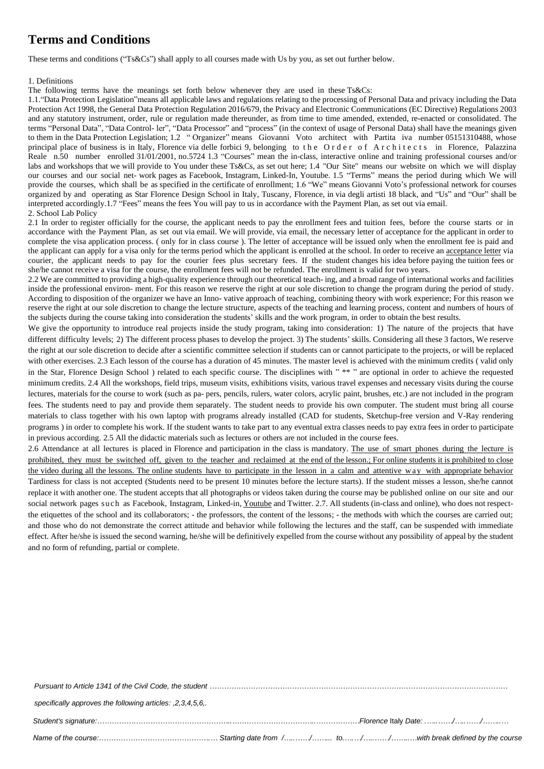# Terms and Conditions

These terms and conditions ("Ts&Cs") shall apply to all courses made with Us by you, as set out further below.

1. Definitions

The following terms have the meanings set forth below whenever they are used in these Ts&Cs:

1.1."Data Protection Legislation"means all applicable laws and regulations relating to the processing of Personal Data and privacy including the Data Protection Act 1998, the General Data Protection Regulation 2016/679, the Privacy and Electronic Communications (EC Directive) Regulations 2003 and any statutory instrument, order, rule or regulation made thereunder, as from time to time amended, extended, re-enacted or consolidated. The terms "Personal Data", "Data Control- ler", "Data Processor" and "process" (in the context of usage of Personal Data) shall have the meanings given to them in the Data Protection Legislation; 1.2 " Organizer" means Giovanni Voto architect with Partita iva number 05151310488, whose principal place of business is in Italy, Florence via delle forbici 9, belonging to the Order of Architects in Florence, Palazzina Reale n.50 number enrolled 31/01/2001, no.5724 1.3 "Courses" mean the in-class, interactive online and training professional courses and/or labs and workshops that we will provide to You under these Ts&Cs, as set out here; 1.4 "Our Site" means our website on which we will display our courses and our social net- work pages as Facebook, Instagram, Linked-In, Youtube. 1.5 "Terms" means the period during which We will provide the courses, which shall be as specified in the certificate of enrollment; 1.6 "We" means Giovanni Voto's professional network for courses organized by and operating as Star Florence Design School in Italy, Tuscany, Florence, in via degli artisti 18 black, and "Us" and "Our" shall be interpreted accordingly.1.7 "Fees" means the fees You will pay to us in accordance with the Payment Plan, as set out via email.

2. School Lab Policy

2.1 In order to register officially for the course, the applicant needs to pay the enrollment fees and tuition fees, before the course starts or in accordance with the Payment Plan, as set out via email. We will provide, via email, the necessary letter of acceptance for the applicant in order to complete the visa application process. ( only for in class course ). The letter of acceptance will be issued only when the enrollment fee is paid and the applicant can apply for a visa only for the terms period which the applicant is enrolled at the school. In order to receive an acceptance letter via courier, the applicant needs to pay for the courier fees plus secretary fees. If the student changes his idea before paying the tuition fees or she/he cannot receive a visa for the course, the enrollment fees will not be refunded. The enrollment is valid for two years.

2.2 We are committed to providing a high-quality experience through our theoretical teach- ing, and a broad range of international works and facilities inside the professional environ- ment. For this reason we reserve the right at our sole discretion to change the program during the period of study. According to disposition of the organizer we have an Inno- vative approach of teaching, combining theory with work experience; For this reason we reserve the right at our sole discretion to change the lecture structure, aspects of the teaching and learning process, content and numbers of hours of the subjects during the course taking into consideration the students' skills and the work program, in order to obtain the best results.

We give the opportunity to introduce real projects inside the study program, taking into consideration: 1) The nature of the projects that have different difficulty levels; 2) The different process phases to develop the project. 3) The students' skills. Considering all these 3 factors, We reserve the right at our sole discretion to decide after a scientific committee selection if students can or cannot participate to the projects, or will be replaced with other exercises. 2.3 Each lesson of the course has a duration of 45 minutes. The master level is achieved with the minimum credits ( valid only in the Star, Florence Design School ) related to each specific course. The disciplines with " ** " are optional in order to achieve the requested minimum credits. 2.4 All the workshops, field trips, museum visits, exhibitions visits, various travel expenses and necessary visits during the course lectures, materials for the course to work (such as pa- pers, pencils, rulers, water colors, acrylic paint, brushes, etc.) are not included in the program fees. The students need to pay and provide them separately. The student needs to provide his own computer. The student must bring all course materials to class together with his own laptop with programs already installed (CAD for students, Sketchup-free version and V-Ray rendering programs ) in order to complete his work. If the student wants to take part to any eventual extra classes needs to pay extra fees in order to participate in previous according. 2.5 All the didactic materials such as lectures or others are not included in the course fees.

2.6 Attendance at all lectures is placed in Florence and participation in the class is mandatory. The use of smart phones during the lecture is prohibited, they must be switched off, given to the teacher and reclaimed at the end of the lesson.; For online students it is prohibited to close the video during all the lessons. The online students have to participate in the lesson in a calm and attentive way with appropriate behavior Tardiness for class is not accepted (Students need to be present 10 minutes before the lecture starts). If the student misses a lesson, she/he cannot replace it with another one. The student accepts that all photographs or videos taken during the course may be published online on our site and our social network pages such as Facebook, Instagram, Linked-in, Youtube and Twitter. 2.7. All students (in-class and online), who does not respect- the etiquettes of the school and its collaborators; - the professors, the content of the lessons; - the methods with which the courses are carried out; and those who do not demonstrate the correct attitude and behavior while following the lectures and the staff, can be suspended with immediate effect. After he/she is issued the second warning, he/she will be definitively expelled from the course without any possibility of appeal by the student and no form of refunding, partial or complete.

*Pursuant to Article 1341 of the Civil Code, the student ……………………………………………………………………………………………………………*

*specifically approves the following articles: ,2,3,4,5,6,.*

*Student's signature:…………………………………………………………………………………………………………Florence* Italy *Date: ………/………/………*

*Name of the course:………………………………………… Starting date from /………/…….. to………/………/………with break defined by the course*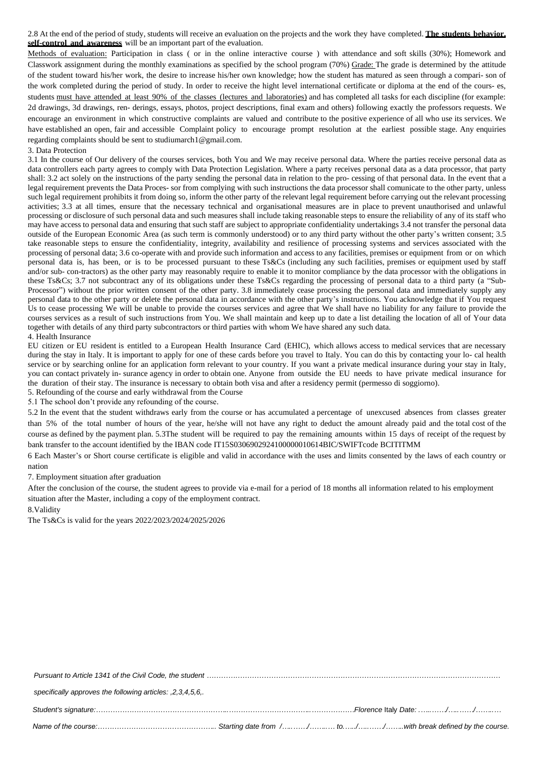2.8 At the end of the period of study, students will receive an evaluation on the projects and the work they have completed. **The students behavior, self-control and awareness** will be an important part of the evaluation.

Methods of evaluation: Participation in class ( or in the online interactive course ) with attendance and soft skills (30%); Homework and Classwork assignment during the monthly examinations as specified by the school program (70%) Grade: The grade is determined by the attitude of the student toward his/her work, the desire to increase his/her own knowledge; how the student has matured as seen through a compari- son of the work completed during the period of study. In order to receive the hight level international certificate or diploma at the end of the cours- es, students must have attended at least 90% of the classes (lectures and laboratories) and has completed all tasks for each discipline (for example: 2d drawings, 3d drawings, ren- derings, essays, photos, project descriptions, final exam and others) following exactly the professors requests. We encourage an environment in which constructive complaints are valued and contribute to the positive experience of all who use its services. We have established an open, fair and accessible Complaint policy to encourage prompt resolution at the earliest possible stage. Any enquiries regarding complaints should be sent to studiumarch1@gmail.com.

3. Data Protection

3.1 In the course of Our delivery of the courses services, both You and We may receive personal data. Where the parties receive personal data as data controllers each party agrees to comply with Data Protection Legislation. Where a party receives personal data as a data processor, that party shall: 3.2 act solely on the instructions of the party sending the personal data in relation to the pro- cessing of that personal data. In the event that a legal requirement prevents the Data Proces- sor from complying with such instructions the data processor shall comunicate to the other party, unless such legal requirement prohibits it from doing so, inform the other party of the relevant legal requirement before carrying out the relevant processing activities; 3.3 at all times, ensure that the necessary technical and organisational measures are in place to prevent unauthorised and unlawful processing or disclosure of such personal data and such measures shall include taking reasonable steps to ensure the reliability of any of its staff who may have access to personal data and ensuring that such staff are subject to appropriate confidentiality undertakings 3.4 not transfer the personal data outside of the European Economic Area (as such term is commonly understood) or to any third party without the other party's written consent; 3.5 take reasonable steps to ensure the confidentiality, integrity, availability and resilience of processing systems and services associated with the processing of personal data; 3.6 co-operate with and provide such information and access to any facilities, premises or equipment from or on which personal data is, has been, or is to be processed pursuant to these Ts&Cs (including any such facilities, premises or equipment used by staff and/or sub- con-tractors) as the other party may reasonably require to enable it to monitor compliance by the data processor with the obligations in these Ts&Cs; 3.7 not subcontract any of its obligations under these Ts&Cs regarding the processing of personal data to a third party (a "Sub-Processor") without the prior written consent of the other party. 3.8 immediately cease processing the personal data and immediately supply any personal data to the other party or delete the personal data in accordance with the other party's instructions. You acknowledge that if You request Us to cease processing We will be unable to provide the courses services and agree that We shall have no liability for any failure to provide the courses services as a result of such instructions from You. We shall maintain and keep up to date a list detailing the location of all of Your data together with details of any third party subcontractors or third parties with whom We have shared any such data.

4. Health Insurance

EU citizen or EU resident is entitled to a European Health Insurance Card (EHIC), which allows access to medical services that are necessary during the stay in Italy. It is important to apply for one of these cards before you travel to Italy. You can do this by contacting your lo- cal health service or by searching online for an application form relevant to your country. If you want a private medical insurance during your stay in Italy, you can contact privately in- surance agency in order to obtain one. Anyone from outside the EU needs to have private medical insurance for the duration of their stay. The insurance is necessary to obtain both visa and after a residency permit (permesso di soggiorno).

5. Refounding of the course and early withdrawal from the Course

5.1 The school don't provide any refounding of the course.

5.2 In the event that the student withdraws early from the course or has accumulated a percentage of unexcused absences from classes greater than 5% of the total number of hours of the year, he/she will not have any right to deduct the amount already paid and the total cost of the course as defined by the payment plan. 5.3The student will be required to pay the remaining amounts within 15 days of receipt of the request by bank transfer to the account identified by the IBAN code IT15S0306902924100000010614BIC/SWIFTcode BCITITMM

6 Each Master's or Short course certificate is eligible and valid in accordance with the uses and limits consented by the laws of each country or nation

7. Employment situation after graduation

After the conclusion of the course, the student agrees to provide via e-mail for a period of 18 months all information related to his employment situation after the Master, including a copy of the employment contract.

8.Validity

The Ts&Cs is valid for the years 2022/2023/2024/2025/2026

*Pursuant to Article 1341 of the Civil Code, the student ……………………………………………………………………………………………………………*

*specifically approves the following articles: ,2,3,4,5,6,.*

*Student's signature:……………………………………………………………………………………………………Florence* Italy *Date: ………/………/………*

*Name of the course:………………………………………….. Starting date from /………/……… to……/………/……..with break defined by the course.*